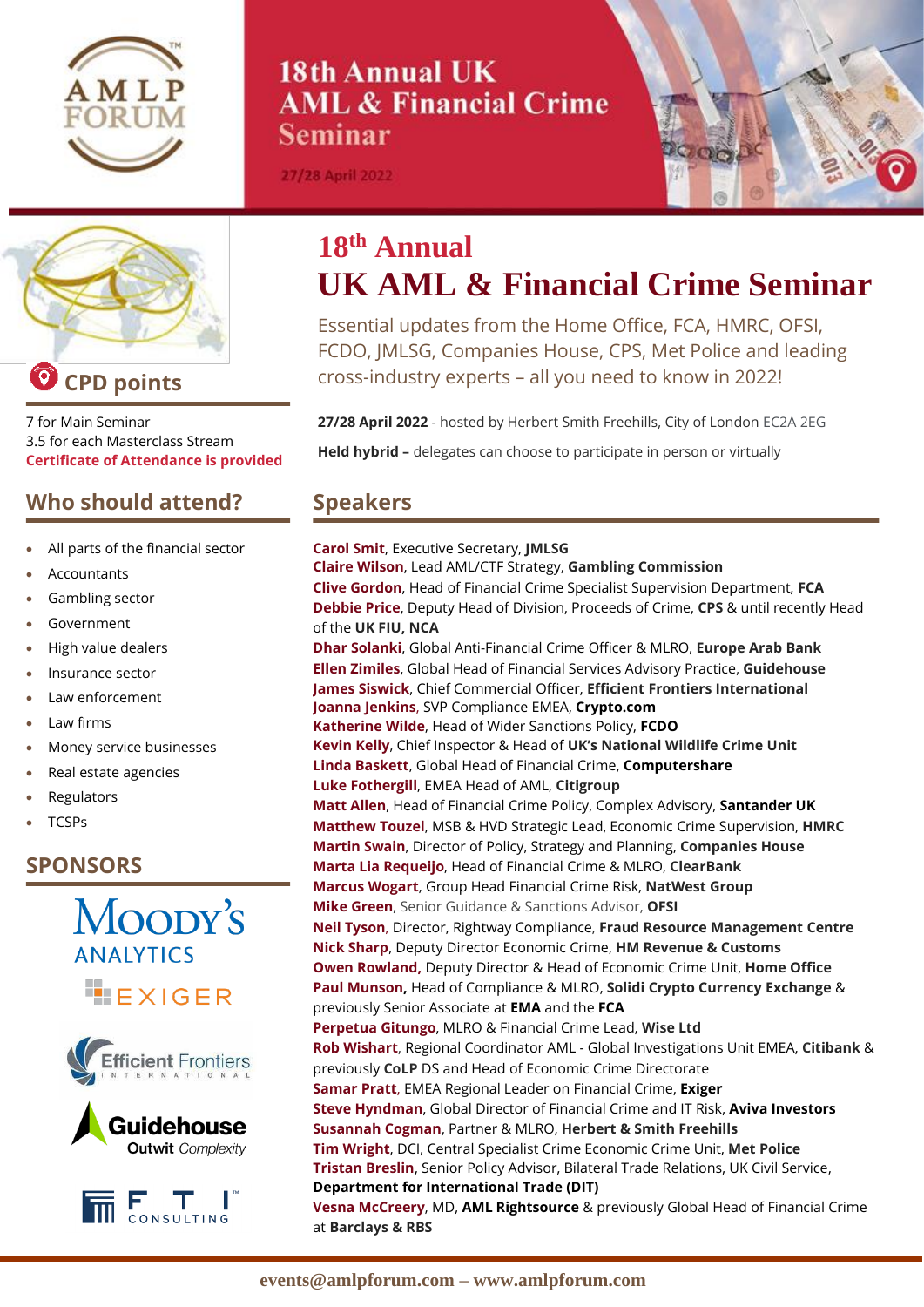AMLP FORUM

# 18th Annual UK AML & Financial Crime Seminar

27/28 April 2022

## CPD points

7 for Main Seminar
3.5 for each Masterclass Stream
**Certificate of Attendance is provided**

## Who should attend?

- All parts of the financial sector
- Accountants
- Gambling sector
- Government
- High value dealers
- Insurance sector
- Law enforcement
- Law firms
- Money service businesses
- Real estate agencies
- Regulators
- TCSPs

## SPONSORS

Moody's Analytics
Exiger
Efficient Frontiers International
Guidehouse Outwit Complexity
FTI Consulting

# 18th Annual UK AML & Financial Crime Seminar

Essential updates from the Home Office, FCA, HMRC, OFSI, FCDO, JMLSG, Companies House, CPS, Met Police and leading cross-industry experts – all you need to know in 2022!

**27/28 April 2022** - hosted by Herbert Smith Freehills, City of London EC2A 2EG

**Held hybrid –** delegates can choose to participate in person or virtually

## Speakers

**Carol Smit**, Executive Secretary, **JMLSG**
**Claire Wilson**, Lead AML/CTF Strategy, **Gambling Commission**
**Clive Gordon**, Head of Financial Crime Specialist Supervision Department, **FCA**
**Debbie Price**, Deputy Head of Division, Proceeds of Crime, **CPS** & until recently Head of the **UK FIU, NCA**
**Dhar Solanki**, Global Anti-Financial Crime Officer & MLRO, **Europe Arab Bank**
**Ellen Zimiles**, Global Head of Financial Services Advisory Practice, **Guidehouse**
**James Siswick**, Chief Commercial Officer, **Efficient Frontiers International**
**Joanna Jenkins**, SVP Compliance EMEA, **Crypto.com**
**Katherine Wilde**, Head of Wider Sanctions Policy, **FCDO**
**Kevin Kelly**, Chief Inspector & Head of **UK's National Wildlife Crime Unit**
**Linda Baskett**, Global Head of Financial Crime, **Computershare**
**Luke Fothergill**, EMEA Head of AML, **Citigroup**
**Matt Allen**, Head of Financial Crime Policy, Complex Advisory, **Santander UK**
**Matthew Touzel**, MSB & HVD Strategic Lead, Economic Crime Supervision, **HMRC**
**Martin Swain**, Director of Policy, Strategy and Planning, **Companies House**
**Marta Lia Requeijo**, Head of Financial Crime & MLRO, **ClearBank**
**Marcus Wogart**, Group Head Financial Crime Risk, **NatWest Group**
**Mike Green**, Senior Guidance & Sanctions Advisor, **OFSI**
**Neil Tyson**, Director, Rightway Compliance, **Fraud Resource Management Centre**
**Nick Sharp**, Deputy Director Economic Crime, **HM Revenue & Customs**
**Owen Rowland,** Deputy Director & Head of Economic Crime Unit, **Home Office**
**Paul Munson,** Head of Compliance & MLRO, **Solidi Crypto Currency Exchange** & previously Senior Associate at **EMA** and the **FCA**
**Perpetua Gitungo**, MLRO & Financial Crime Lead, **Wise Ltd**
**Rob Wishart**, Regional Coordinator AML - Global Investigations Unit EMEA, **Citibank** & previously **CoLP** DS and Head of Economic Crime Directorate
**Samar Pratt**, EMEA Regional Leader on Financial Crime, **Exiger**
**Steve Hyndman**, Global Director of Financial Crime and IT Risk, **Aviva Investors**
**Susannah Cogman**, Partner & MLRO, **Herbert & Smith Freehills**
**Tim Wright**, DCI, Central Specialist Crime Economic Crime Unit, **Met Police**
**Tristan Breslin**, Senior Policy Advisor, Bilateral Trade Relations, UK Civil Service, **Department for International Trade (DIT)**
**Vesna McCreery**, MD, **AML Rightsource** & previously Global Head of Financial Crime at **Barclays & RBS**

events@amlpforum.com – www.amlpforum.com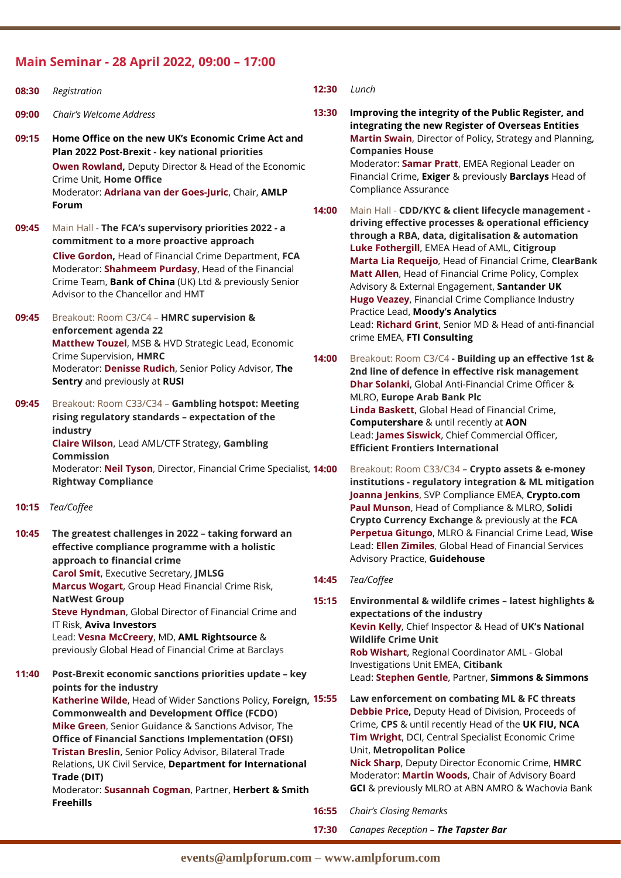## Main Seminar - 28 April 2022, 09:00 – 17:00

**08:30** *Registration*

**09:00** *Chair's Welcome Address*

**09:15** **Home Office on the new UK's Economic Crime Act and Plan 2022 Post-Brexit - key national priorities**
**Owen Rowland,** Deputy Director & Head of the Economic Crime Unit, **Home Office**
Moderator: **Adriana van der Goes-Juric**, Chair, **AMLP Forum**

**09:45** Main Hall - **The FCA's supervisory priorities 2022 - a commitment to a more proactive approach**
**Clive Gordon,** Head of Financial Crime Department, **FCA**
Moderator: **Shahmeem Purdasy**, Head of the Financial Crime Team, **Bank of China** (UK) Ltd & previously Senior Advisor to the Chancellor and HMT

**09:45** Breakout: Room C3/C4 – **HMRC supervision & enforcement agenda 22**
**Matthew Touzel**, MSB & HVD Strategic Lead, Economic Crime Supervision, **HMRC**
Moderator: **Denisse Rudich**, Senior Policy Advisor, **The Sentry** and previously at **RUSI**

**09:45** Breakout: Room C33/C34 – **Gambling hotspot: Meeting rising regulatory standards – expectation of the industry**
**Claire Wilson**, Lead AML/CTF Strategy, **Gambling Commission**
Moderator: **Neil Tyson**, Director, Financial Crime Specialist, **Rightway Compliance**

**10:15** *Tea/Coffee*

**10:45** **The greatest challenges in 2022 – taking forward an effective compliance programme with a holistic approach to financial crime**
**Carol Smit**, Executive Secretary, **JMLSG**
**Marcus Wogart**, Group Head Financial Crime Risk, **NatWest Group**
**Steve Hyndman**, Global Director of Financial Crime and IT Risk, **Aviva Investors**
Lead: **Vesna McCreery**, MD, **AML Rightsource** & previously Global Head of Financial Crime at Barclays

**11:40** **Post-Brexit economic sanctions priorities update – key points for the industry**
**Katherine Wilde**, Head of Wider Sanctions Policy, **Foreign, Commonwealth and Development Office (FCDO)**
**Mike Green**, Senior Guidance & Sanctions Advisor, The **Office of Financial Sanctions Implementation (OFSI)**
**Tristan Breslin**, Senior Policy Advisor, Bilateral Trade Relations, UK Civil Service, **Department for International Trade (DIT)**
Moderator: **Susannah Cogman**, Partner, **Herbert & Smith Freehills**

**12:30** *Lunch*

**13:30** **Improving the integrity of the Public Register, and integrating the new Register of Overseas Entities**
**Martin Swain**, Director of Policy, Strategy and Planning, **Companies House**
Moderator: **Samar Pratt**, EMEA Regional Leader on Financial Crime, **Exiger** & previously **Barclays** Head of Compliance Assurance

**14:00** Main Hall - **CDD/KYC & client lifecycle management - driving effective processes & operational efficiency through a RBA, data, digitalisation & automation**
**Luke Fothergill**, EMEA Head of AML, **Citigroup**
**Marta Lia Requeijo**, Head of Financial Crime, **ClearBank**
**Matt Allen**, Head of Financial Crime Policy, Complex Advisory & External Engagement, **Santander UK**
**Hugo Veazey**, Financial Crime Compliance Industry Practice Lead, **Moody's Analytics**
Lead: **Richard Grint**, Senior MD & Head of anti-financial crime EMEA, **FTI Consulting**

**14:00** Breakout: Room C3/C4 **- Building up an effective 1st & 2nd line of defence in effective risk management**
**Dhar Solanki**, Global Anti-Financial Crime Officer & MLRO, **Europe Arab Bank Plc**
**Linda Baskett**, Global Head of Financial Crime, **Computershare** & until recently at **AON**
Lead: **James Siswick**, Chief Commercial Officer, **Efficient Frontiers International**

**14:00** Breakout: Room C33/C34 – **Crypto assets & e-money institutions - regulatory integration & ML mitigation**
**Joanna Jenkins**, SVP Compliance EMEA, **Crypto.com**
**Paul Munson**, Head of Compliance & MLRO, **Solidi Crypto Currency Exchange** & previously at the **FCA**
**Perpetua Gitungo**, MLRO & Financial Crime Lead, **Wise**
Lead: **Ellen Zimiles**, Global Head of Financial Services Advisory Practice, **Guidehouse**

**14:45** *Tea/Coffee*

**15:15** **Environmental & wildlife crimes – latest highlights & expectations of the industry**
**Kevin Kelly**, Chief Inspector & Head of **UK's National Wildlife Crime Unit**
**Rob Wishart**, Regional Coordinator AML - Global Investigations Unit EMEA, **Citibank**
Lead: **Stephen Gentle**, Partner, **Simmons & Simmons**

**15:55** **Law enforcement on combating ML & FC threats**
**Debbie Price,** Deputy Head of Division, Proceeds of Crime, **CPS** & until recently Head of the **UK FIU, NCA**
**Tim Wright**, DCI, Central Specialist Economic Crime Unit, **Metropolitan Police**
**Nick Sharp**, Deputy Director Economic Crime, **HMRC**
Moderator: **Martin Woods**, Chair of Advisory Board **GCI** & previously MLRO at ABN AMRO & Wachovia Bank

**16:55** *Chair's Closing Remarks*

**17:30** *Canapes Reception – **The Tapster Bar***

events@amlpforum.com – www.amlpforum.com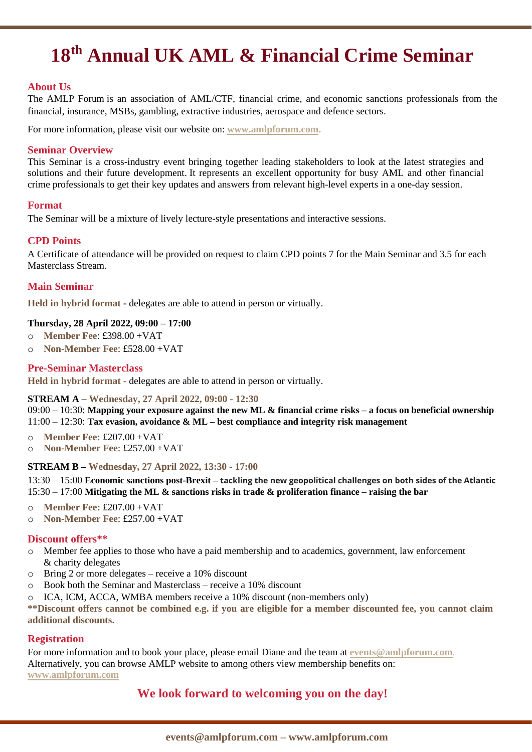# 18th Annual UK AML & Financial Crime Seminar

## About Us

The AMLP Forum is an association of AML/CTF, financial crime, and economic sanctions professionals from the financial, insurance, MSBs, gambling, extractive industries, aerospace and defence sectors.

For more information, please visit our website on: **www.amlpforum.com.**

## Seminar Overview

This Seminar is a cross-industry event bringing together leading stakeholders to look at the latest strategies and solutions and their future development. It represents an excellent opportunity for busy AML and other financial crime professionals to get their key updates and answers from relevant high-level experts in a one-day session.

## Format

The Seminar will be a mixture of lively lecture-style presentations and interactive sessions.

## CPD Points

A Certificate of attendance will be provided on request to claim CPD points 7 for the Main Seminar and 3.5 for each Masterclass Stream.

## Main Seminar

**Held in hybrid format** - delegates are able to attend in person or virtually.

**Thursday, 28 April 2022, 09:00 – 17:00**

- **Member Fee**: £398.00 +VAT
- **Non-Member Fee**: £528.00 +VAT

## Pre-Seminar Masterclass

**Held in hybrid format** - delegates are able to attend in person or virtually.

**STREAM A – Wednesday, 27 April 2022, 09:00 - 12:30**

09:00 – 10:30: **Mapping your exposure against the new ML & financial crime risks – a focus on beneficial ownership**
11:00 – 12:30: **Tax evasion, avoidance & ML – best compliance and integrity risk management**

- **Member Fee:** £207.00 +VAT
- **Non-Member Fee**: £257.00 +VAT

**STREAM B – Wednesday, 27 April 2022, 13:30 - 17:00**

13:30 – 15:00 **Economic sanctions post-Brexit – tackling the new geopolitical challenges on both sides of the Atlantic**
15:30 – 17:00 **Mitigating the ML & sanctions risks in trade & proliferation finance – raising the bar**

- **Member Fee:** £207.00 +VAT
- **Non-Member Fee**: £257.00 +VAT

## Discount offers**

- Member fee applies to those who have a paid membership and to academics, government, law enforcement & charity delegates
- Bring 2 or more delegates – receive a 10% discount
- Book both the Seminar and Masterclass – receive a 10% discount
- ICA, ICM, ACCA, WMBA members receive a 10% discount (non-members only)

****Discount offers cannot be combined e.g. if you are eligible for a member discounted fee, you cannot claim additional discounts.**

## Registration

For more information and to book your place, please email Diane and the team at **events@amlpforum.com**.
Alternatively, you can browse AMLP website to among others view membership benefits on:
**www.amlpforum.com**

**We look forward to welcoming you on the day!**

**events@amlpforum.com – www.amlpforum.com**